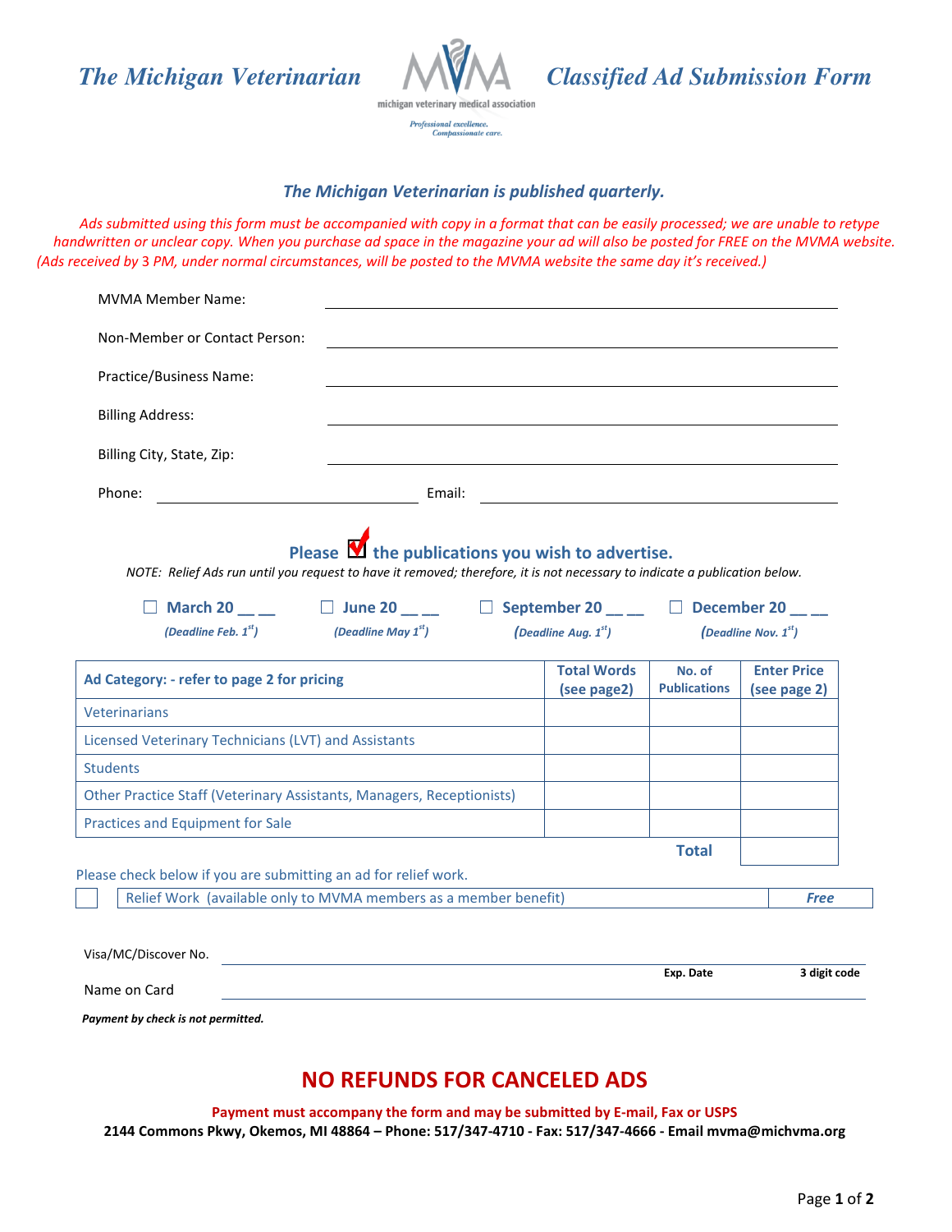# The Michigan Veterinarian — Classified Ad Submission Form

michigan veterinary medical association

*Professional excellence. Compassionate care.*

***The Michigan Veterinarian is published quarterly.***

*Ads submitted using this form must be accompanied with copy in a format that can be easily processed; we are unable to retype handwritten or unclear copy. When you purchase ad space in the magazine your ad will also be posted for FREE on the MVMA website. (Ads received by 3 PM, under normal circumstances, will be posted to the MVMA website the same day it's received.)*

MVMA Member Name: ______________________________

Non-Member or Contact Person: ______________________________

Practice/Business Name: ______________________________

Billing Address: ______________________________

Billing City, State, Zip: ______________________________

Phone: ____________________ Email: ____________________

## Please ☑ the publications you wish to advertise.

*NOTE: Relief Ads run until you request to have it removed; therefore, it is not necessary to indicate a publication below.*

- ☐ **March 20 __ __** *(Deadline Feb. 1st)*
- ☐ **June 20 __ __** *(Deadline May 1st)*
- ☐ **September 20 __ __** *(Deadline Aug. 1st)*
- ☐ **December 20 __ __** *(Deadline Nov. 1st)*

| Ad Category: - refer to page 2 for pricing | Total Words (see page2) | No. of Publications | Enter Price (see page 2) |
|---|---|---|---|
| Veterinarians | | | |
| Licensed Veterinary Technicians (LVT) and Assistants | | | |
| Students | | | |
| Other Practice Staff (Veterinary Assistants, Managers, Receptionists) | | | |
| Practices and Equipment for Sale | | | |
| | | **Total** | |

Please check below if you are submitting an ad for relief work.

| ☐ | Relief Work (available only to MVMA members as a member benefit) | *Free* |
|---|---|---|

Visa/MC/Discover No. ______________________________ **Exp. Date** ______ **3 digit code** ______

Name on Card ______________________________

***Payment by check is not permitted.***

## NO REFUNDS FOR CANCELED ADS

**Payment must accompany the form and may be submitted by E-mail, Fax or USPS**

**2144 Commons Pkwy, Okemos, MI 48864 – Phone: 517/347-4710 - Fax: 517/347-4666 - Email mvma@michvma.org**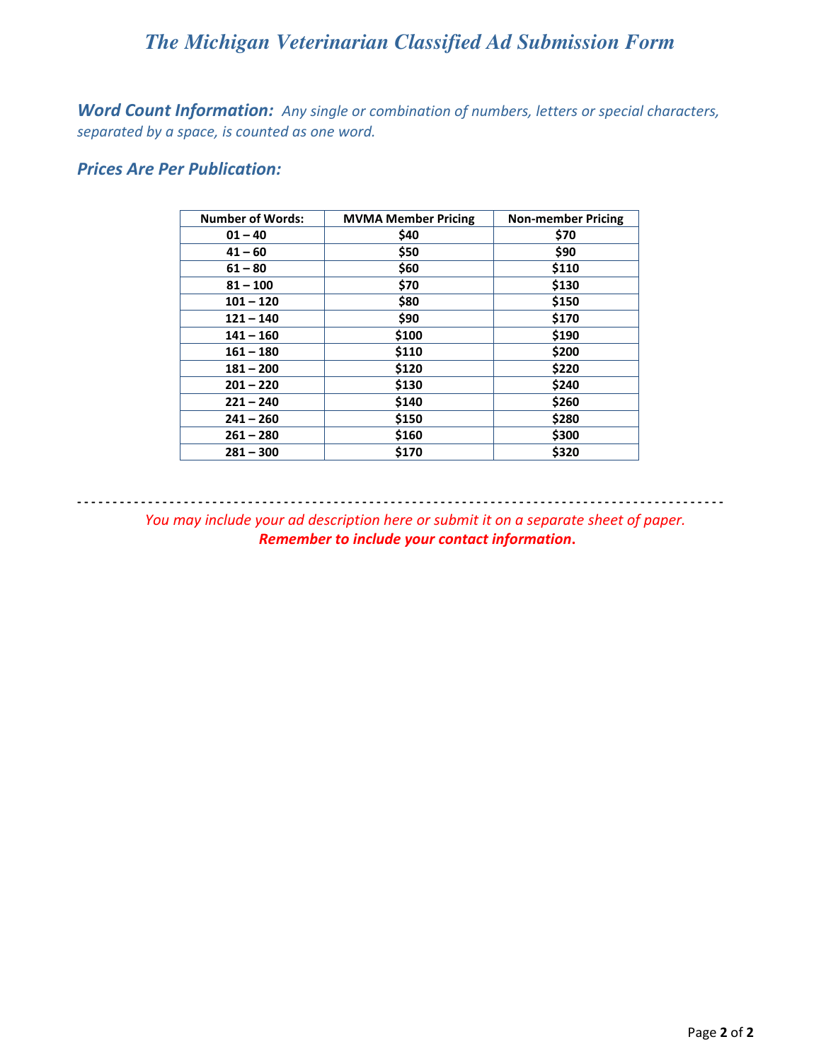# The Michigan Veterinarian Classified Ad Submission Form

***Word Count Information:*** *Any single or combination of numbers, letters or special characters, separated by a space, is counted as one word.*

## *Prices Are Per Publication:*

| Number of Words: | MVMA Member Pricing | Non-member Pricing |
|---|---|---|
| 01 – 40 | $40 | $70 |
| 41 – 60 | $50 | $90 |
| 61 – 80 | $60 | $110 |
| 81 – 100 | $70 | $130 |
| 101 – 120 | $80 | $150 |
| 121 – 140 | $90 | $170 |
| 141 – 160 | $100 | $190 |
| 161 – 180 | $110 | $200 |
| 181 – 200 | $120 | $220 |
| 201 – 220 | $130 | $240 |
| 221 – 240 | $140 | $260 |
| 241 – 260 | $150 | $280 |
| 261 – 280 | $160 | $300 |
| 281 – 300 | $170 | $320 |

---

*You may include your ad description here or submit it on a separate sheet of paper.*

***Remember to include your contact information*.**